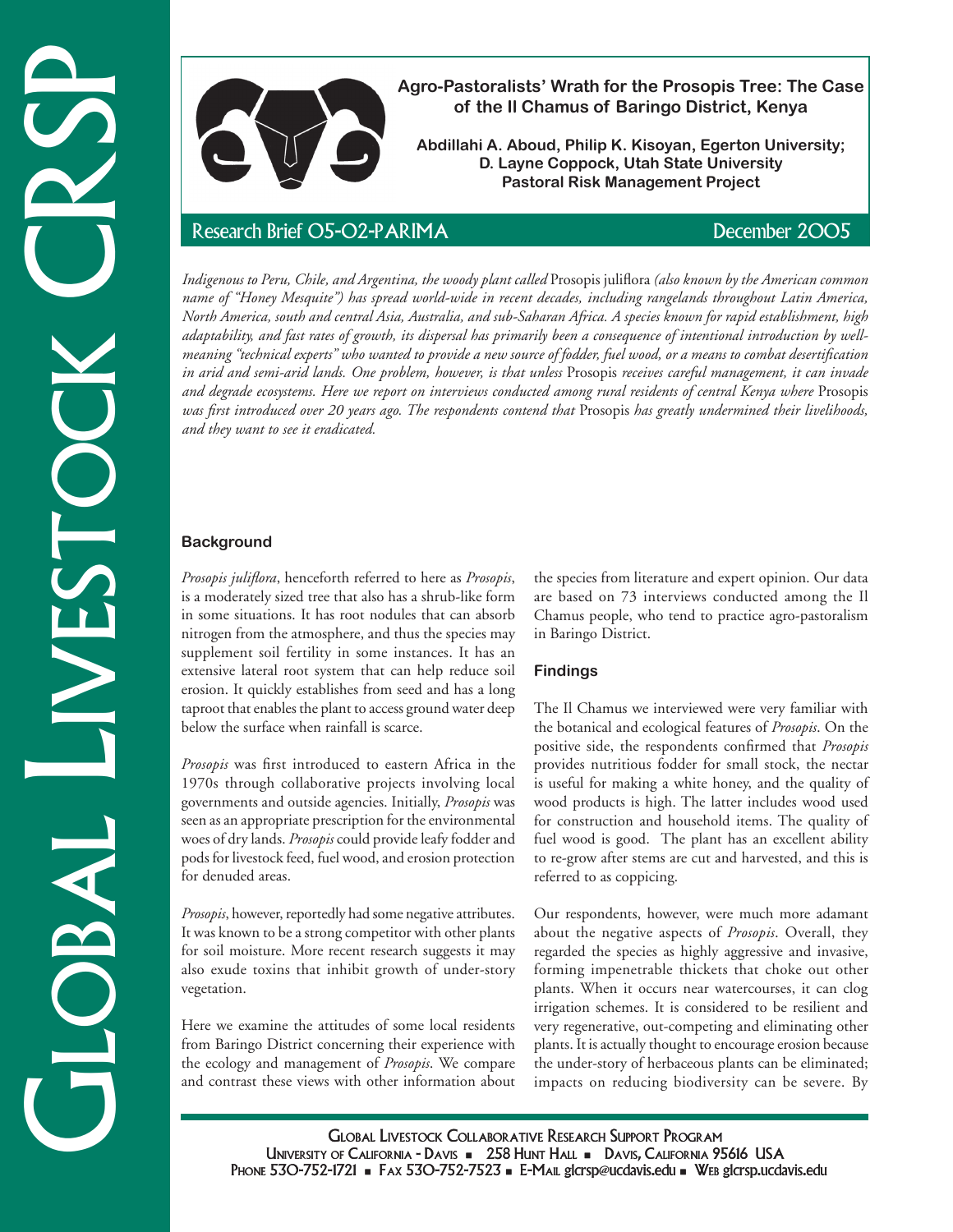# Agro-Pastoralists' Wrath for the Prosopis Tree: The Case of the Il Chamus of Baringo District, Kenya

**Abdillahi A. Aboud, Philip K. Kisoyan, Egerton University; D. Layne Coppock, Utah State University Pastoral Risk Management Project**

Research Brief 05-02-PARIMA — December 2005

*Indigenous to Peru, Chile, and Argentina, the woody plant called* Prosopis juliflora *(also known by the American common name of "Honey Mesquite") has spread world-wide in recent decades, including rangelands throughout Latin America, North America, south and central Asia, Australia, and sub-Saharan Africa. A species known for rapid establishment, high adaptability, and fast rates of growth, its dispersal has primarily been a consequence of intentional introduction by well-meaning "technical experts" who wanted to provide a new source of fodder, fuel wood, or a means to combat desertification in arid and semi-arid lands. One problem, however, is that unless* Prosopis *receives careful management, it can invade and degrade ecosystems. Here we report on interviews conducted among rural residents of central Kenya where* Prosopis *was first introduced over 20 years ago. The respondents contend that* Prosopis *has greatly undermined their livelihoods, and they want to see it eradicated.*

## Background

*Prosopis juliflora*, henceforth referred to here as *Prosopis*, is a moderately sized tree that also has a shrub-like form in some situations. It has root nodules that can absorb nitrogen from the atmosphere, and thus the species may supplement soil fertility in some instances. It has an extensive lateral root system that can help reduce soil erosion. It quickly establishes from seed and has a long taproot that enables the plant to access ground water deep below the surface when rainfall is scarce.

*Prosopis* was first introduced to eastern Africa in the 1970s through collaborative projects involving local governments and outside agencies. Initially, *Prosopis* was seen as an appropriate prescription for the environmental woes of dry lands. *Prosopis* could provide leafy fodder and pods for livestock feed, fuel wood, and erosion protection for denuded areas.

*Prosopis*, however, reportedly had some negative attributes. It was known to be a strong competitor with other plants for soil moisture. More recent research suggests it may also exude toxins that inhibit growth of under-story vegetation.

Here we examine the attitudes of some local residents from Baringo District concerning their experience with the ecology and management of *Prosopis*. We compare and contrast these views with other information about the species from literature and expert opinion. Our data are based on 73 interviews conducted among the Il Chamus people, who tend to practice agro-pastoralism in Baringo District.

## Findings

The Il Chamus we interviewed were very familiar with the botanical and ecological features of *Prosopis*. On the positive side, the respondents confirmed that *Prosopis* provides nutritious fodder for small stock, the nectar is useful for making a white honey, and the quality of wood products is high. The latter includes wood used for construction and household items. The quality of fuel wood is good. The plant has an excellent ability to re-grow after stems are cut and harvested, and this is referred to as coppicing.

Our respondents, however, were much more adamant about the negative aspects of *Prosopis*. Overall, they regarded the species as highly aggressive and invasive, forming impenetrable thickets that choke out other plants. When it occurs near watercourses, it can clog irrigation schemes. It is considered to be resilient and very regenerative, out-competing and eliminating other plants. It is actually thought to encourage erosion because the under-story of herbaceous plants can be eliminated; impacts on reducing biodiversity can be severe. By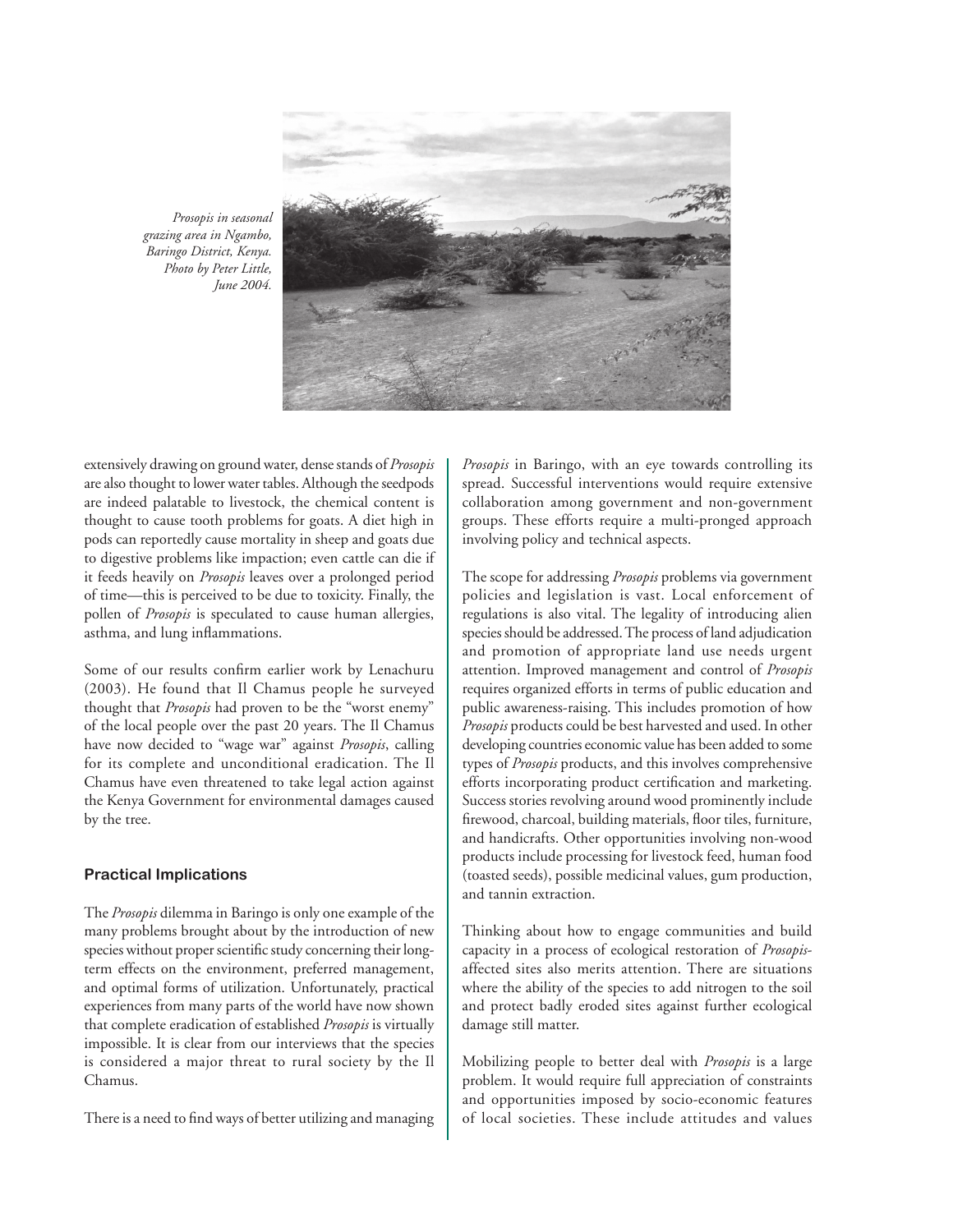*Prosopis in seasonal grazing area in Ngambo, Baringo District, Kenya. Photo by Peter Little, June 2004.*

extensively drawing on ground water, dense stands of *Prosopis* are also thought to lower water tables. Although the seedpods are indeed palatable to livestock, the chemical content is thought to cause tooth problems for goats. A diet high in pods can reportedly cause mortality in sheep and goats due to digestive problems like impaction; even cattle can die if it feeds heavily on *Prosopis* leaves over a prolonged period of time—this is perceived to be due to toxicity. Finally, the pollen of *Prosopis* is speculated to cause human allergies, asthma, and lung inflammations.

Some of our results confirm earlier work by Lenachuru (2003). He found that Il Chamus people he surveyed thought that *Prosopis* had proven to be the "worst enemy" of the local people over the past 20 years. The Il Chamus have now decided to "wage war" against *Prosopis*, calling for its complete and unconditional eradication. The Il Chamus have even threatened to take legal action against the Kenya Government for environmental damages caused by the tree.

## Practical Implications

The *Prosopis* dilemma in Baringo is only one example of the many problems brought about by the introduction of new species without proper scientific study concerning their long-term effects on the environment, preferred management, and optimal forms of utilization. Unfortunately, practical experiences from many parts of the world have now shown that complete eradication of established *Prosopis* is virtually impossible. It is clear from our interviews that the species is considered a major threat to rural society by the Il Chamus.

There is a need to find ways of better utilizing and managing *Prosopis* in Baringo, with an eye towards controlling its spread. Successful interventions would require extensive collaboration among government and non-government groups. These efforts require a multi-pronged approach involving policy and technical aspects.

The scope for addressing *Prosopis* problems via government policies and legislation is vast. Local enforcement of regulations is also vital. The legality of introducing alien species should be addressed. The process of land adjudication and promotion of appropriate land use needs urgent attention. Improved management and control of *Prosopis* requires organized efforts in terms of public education and public awareness-raising. This includes promotion of how *Prosopis* products could be best harvested and used. In other developing countries economic value has been added to some types of *Prosopis* products, and this involves comprehensive efforts incorporating product certification and marketing. Success stories revolving around wood prominently include firewood, charcoal, building materials, floor tiles, furniture, and handicrafts. Other opportunities involving non-wood products include processing for livestock feed, human food (toasted seeds), possible medicinal values, gum production, and tannin extraction.

Thinking about how to engage communities and build capacity in a process of ecological restoration of *Prosopis*-affected sites also merits attention. There are situations where the ability of the species to add nitrogen to the soil and protect badly eroded sites against further ecological damage still matter.

Mobilizing people to better deal with *Prosopis* is a large problem. It would require full appreciation of constraints and opportunities imposed by socio-economic features of local societies. These include attitudes and values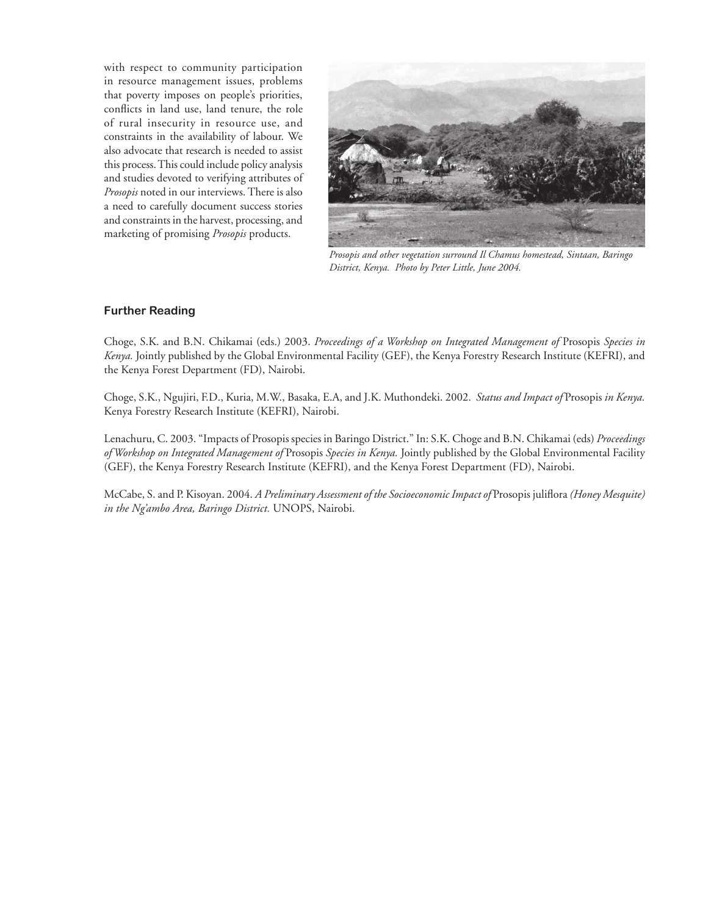with respect to community participation in resource management issues, problems that poverty imposes on people's priorities, conflicts in land use, land tenure, the role of rural insecurity in resource use, and constraints in the availability of labour. We also advocate that research is needed to assist this process. This could include policy analysis and studies devoted to verifying attributes of *Prosopis* noted in our interviews. There is also a need to carefully document success stories and constraints in the harvest, processing, and marketing of promising *Prosopis* products.

*Prosopis and other vegetation surround Il Chamus homestead, Sintaan, Baringo District, Kenya. Photo by Peter Little, June 2004.*

### Further Reading

Choge, S.K. and B.N. Chikamai (eds.) 2003. *Proceedings of a Workshop on Integrated Management of* Prosopis *Species in Kenya.* Jointly published by the Global Environmental Facility (GEF), the Kenya Forestry Research Institute (KEFRI), and the Kenya Forest Department (FD), Nairobi.

Choge, S.K., Ngujiri, F.D., Kuria, M.W., Basaka, E.A, and J.K. Muthondeki. 2002. *Status and Impact of* Prosopis *in Kenya.* Kenya Forestry Research Institute (KEFRI), Nairobi.

Lenachuru, C. 2003. "Impacts of Prosopis species in Baringo District." In: S.K. Choge and B.N. Chikamai (eds) *Proceedings of Workshop on Integrated Management of* Prosopis *Species in Kenya.* Jointly published by the Global Environmental Facility (GEF), the Kenya Forestry Research Institute (KEFRI), and the Kenya Forest Department (FD), Nairobi.

McCabe, S. and P. Kisoyan. 2004. *A Preliminary Assessment of the Socioeconomic Impact of* Prosopis juliflora *(Honey Mesquite) in the Ng'ambo Area, Baringo District.* UNOPS, Nairobi.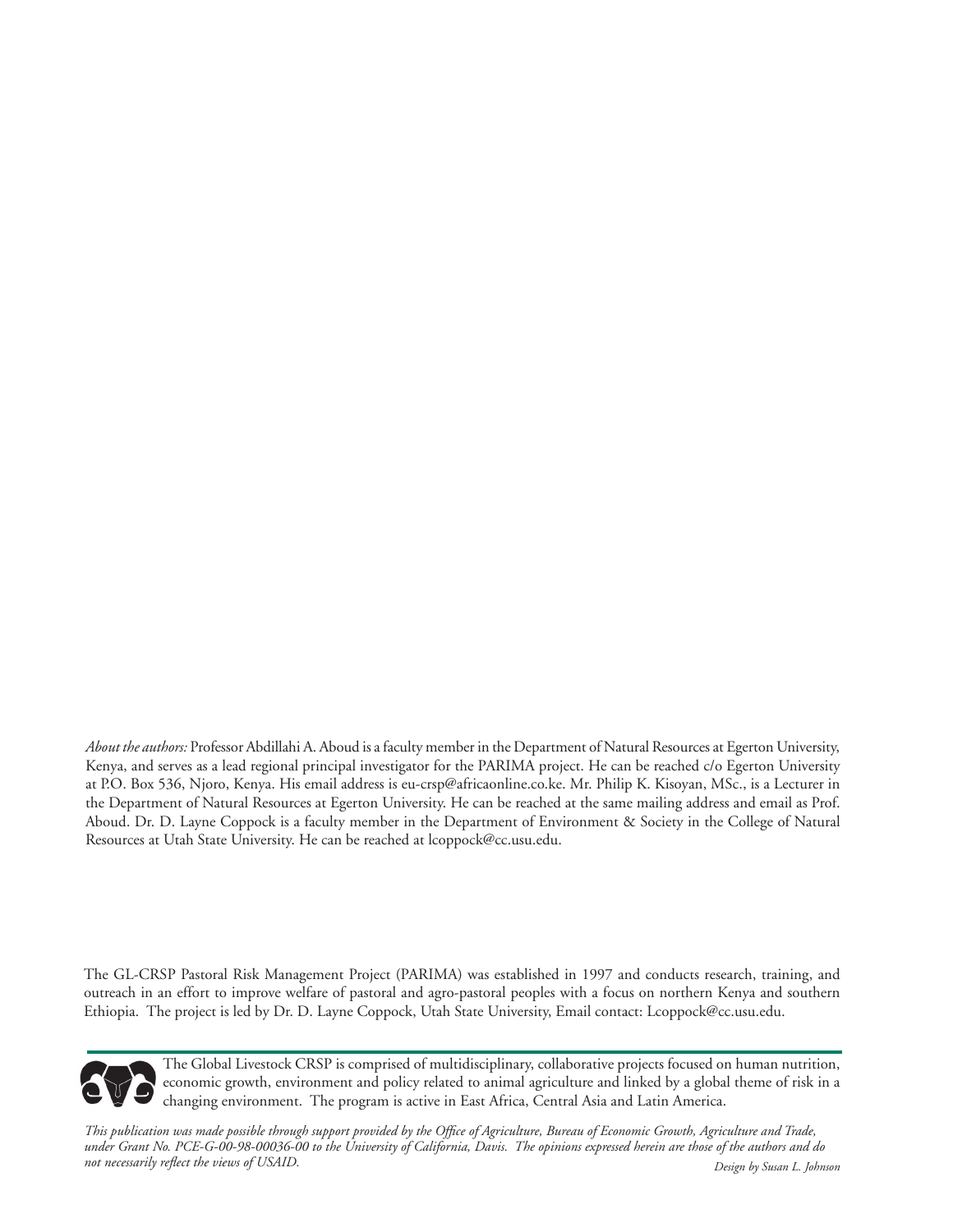*About the authors:* Professor Abdillahi A. Aboud is a faculty member in the Department of Natural Resources at Egerton University, Kenya, and serves as a lead regional principal investigator for the PARIMA project. He can be reached c/o Egerton University at P.O. Box 536, Njoro, Kenya. His email address is eu-crsp@africaonline.co.ke. Mr. Philip K. Kisoyan, MSc., is a Lecturer in the Department of Natural Resources at Egerton University. He can be reached at the same mailing address and email as Prof. Aboud. Dr. D. Layne Coppock is a faculty member in the Department of Environment & Society in the College of Natural Resources at Utah State University. He can be reached at lcoppock@cc.usu.edu.

The GL-CRSP Pastoral Risk Management Project (PARIMA) was established in 1997 and conducts research, training, and outreach in an effort to improve welfare of pastoral and agro-pastoral peoples with a focus on northern Kenya and southern Ethiopia. The project is led by Dr. D. Layne Coppock, Utah State University, Email contact: Lcoppock@cc.usu.edu.

The Global Livestock CRSP is comprised of multidisciplinary, collaborative projects focused on human nutrition, economic growth, environment and policy related to animal agriculture and linked by a global theme of risk in a changing environment. The program is active in East Africa, Central Asia and Latin America.

*This publication was made possible through support provided by the Office of Agriculture, Bureau of Economic Growth, Agriculture and Trade, under Grant No. PCE-G-00-98-00036-00 to the University of California, Davis. The opinions expressed herein are those of the authors and do not necessarily reflect the views of USAID.*

*Design by Susan L. Johnson*